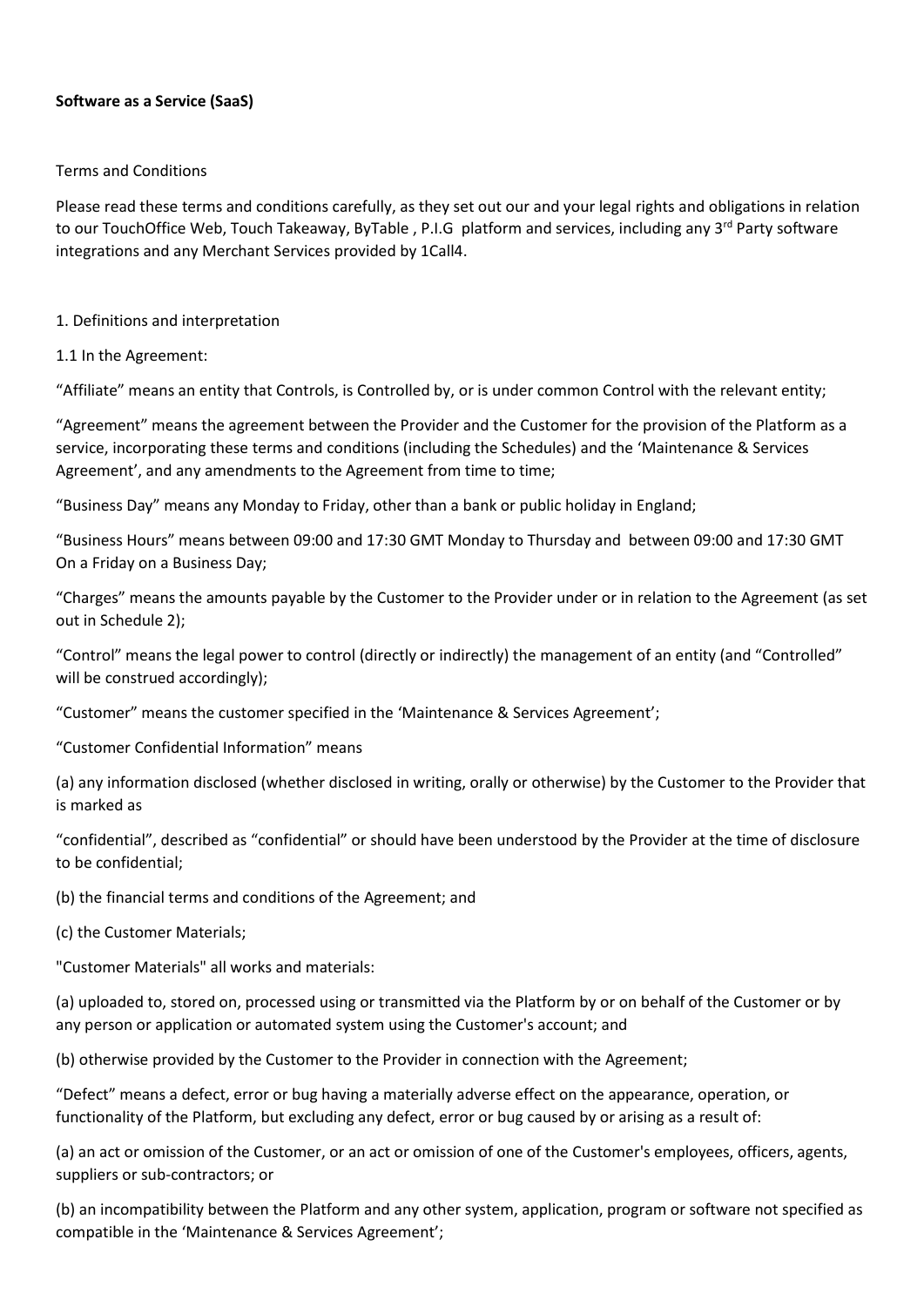**Software as a Service (SaaS)**

Terms and Conditions

Please read these terms and conditions carefully, as they set out our and your legal rights and obligations in relation to our TouchOffice Web, Touch Takeaway, ByTable , P.I.G platform and services, including any 3rd Party software integrations and any Merchant Services provided by 1Call4.

1. Definitions and interpretation

1.1 In the Agreement:

"Affiliate" means an entity that Controls, is Controlled by, or is under common Control with the relevant entity;

"Agreement" means the agreement between the Provider and the Customer for the provision of the Platform as a service, incorporating these terms and conditions (including the Schedules) and the 'Maintenance & Services Agreement', and any amendments to the Agreement from time to time;

"Business Day" means any Monday to Friday, other than a bank or public holiday in England;

"Business Hours" means between 09:00 and 17:30 GMT Monday to Thursday and between 09:00 and 17:30 GMT On a Friday on a Business Day;

"Charges" means the amounts payable by the Customer to the Provider under or in relation to the Agreement (as set out in Schedule 2);

"Control" means the legal power to control (directly or indirectly) the management of an entity (and "Controlled" will be construed accordingly);

"Customer" means the customer specified in the 'Maintenance & Services Agreement';

"Customer Confidential Information" means

(a) any information disclosed (whether disclosed in writing, orally or otherwise) by the Customer to the Provider that is marked as

"confidential", described as "confidential" or should have been understood by the Provider at the time of disclosure to be confidential;

(b) the financial terms and conditions of the Agreement; and

(c) the Customer Materials;

"Customer Materials" all works and materials:

(a) uploaded to, stored on, processed using or transmitted via the Platform by or on behalf of the Customer or by any person or application or automated system using the Customer's account; and

(b) otherwise provided by the Customer to the Provider in connection with the Agreement;

"Defect" means a defect, error or bug having a materially adverse effect on the appearance, operation, or functionality of the Platform, but excluding any defect, error or bug caused by or arising as a result of:

(a) an act or omission of the Customer, or an act or omission of one of the Customer's employees, officers, agents, suppliers or sub-contractors; or

(b) an incompatibility between the Platform and any other system, application, program or software not specified as compatible in the 'Maintenance & Services Agreement';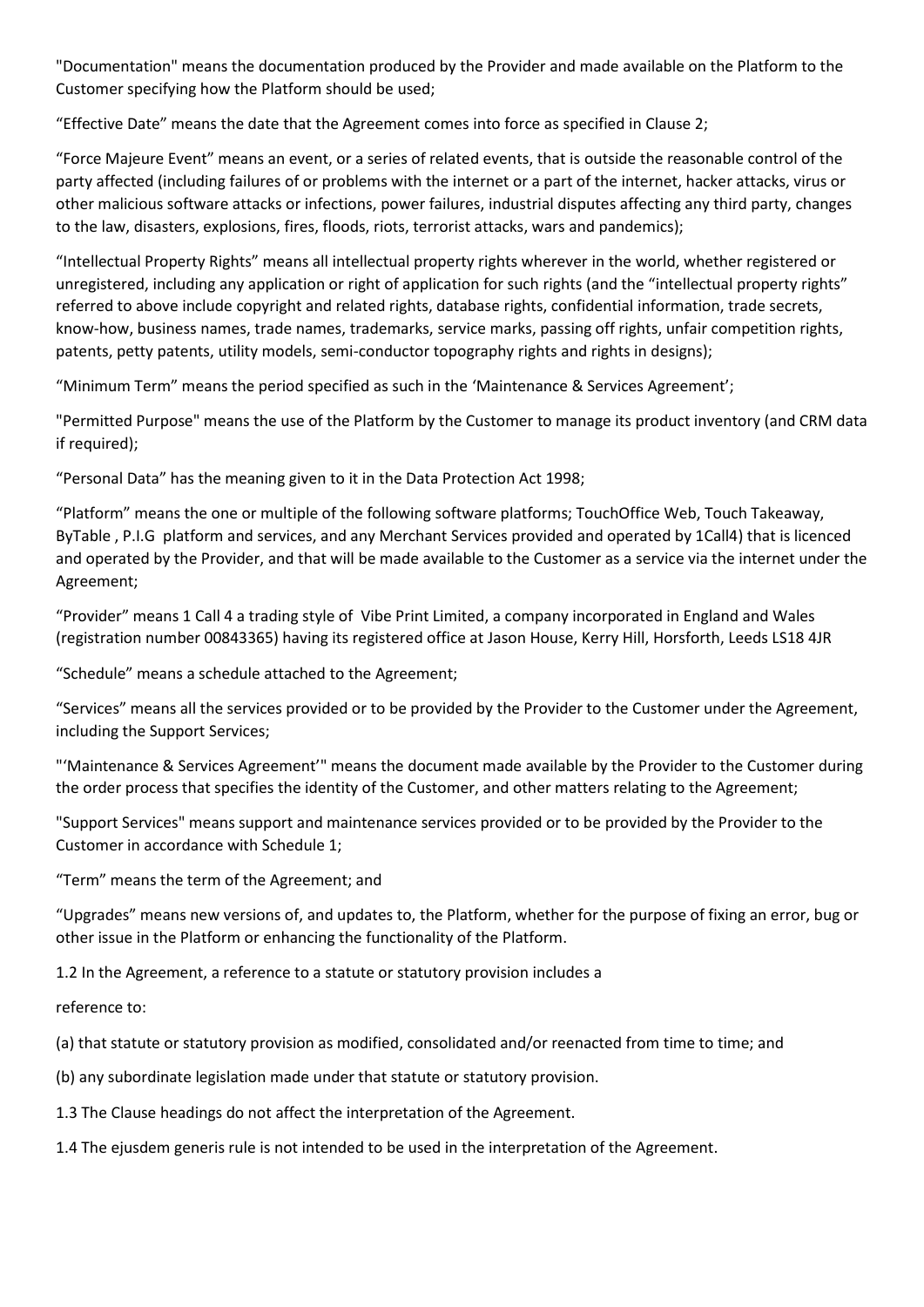"Documentation" means the documentation produced by the Provider and made available on the Platform to the Customer specifying how the Platform should be used;

"Effective Date" means the date that the Agreement comes into force as specified in Clause 2;

"Force Majeure Event" means an event, or a series of related events, that is outside the reasonable control of the party affected (including failures of or problems with the internet or a part of the internet, hacker attacks, virus or other malicious software attacks or infections, power failures, industrial disputes affecting any third party, changes to the law, disasters, explosions, fires, floods, riots, terrorist attacks, wars and pandemics);

"Intellectual Property Rights" means all intellectual property rights wherever in the world, whether registered or unregistered, including any application or right of application for such rights (and the "intellectual property rights" referred to above include copyright and related rights, database rights, confidential information, trade secrets, know-how, business names, trade names, trademarks, service marks, passing off rights, unfair competition rights, patents, petty patents, utility models, semi-conductor topography rights and rights in designs);

"Minimum Term" means the period specified as such in the 'Maintenance & Services Agreement';

"Permitted Purpose" means the use of the Platform by the Customer to manage its product inventory (and CRM data if required);

"Personal Data" has the meaning given to it in the Data Protection Act 1998;

"Platform" means the one or multiple of the following software platforms; TouchOffice Web, Touch Takeaway, ByTable , P.I.G platform and services, and any Merchant Services provided and operated by 1Call4) that is licenced and operated by the Provider, and that will be made available to the Customer as a service via the internet under the Agreement;

"Provider" means 1 Call 4 a trading style of Vibe Print Limited, a company incorporated in England and Wales (registration number 00843365) having its registered office at Jason House, Kerry Hill, Horsforth, Leeds LS18 4JR

"Schedule" means a schedule attached to the Agreement;

"Services" means all the services provided or to be provided by the Provider to the Customer under the Agreement, including the Support Services;

"'Maintenance & Services Agreement'" means the document made available by the Provider to the Customer during the order process that specifies the identity of the Customer, and other matters relating to the Agreement;

"Support Services" means support and maintenance services provided or to be provided by the Provider to the Customer in accordance with Schedule 1;

"Term" means the term of the Agreement; and

"Upgrades" means new versions of, and updates to, the Platform, whether for the purpose of fixing an error, bug or other issue in the Platform or enhancing the functionality of the Platform.

1.2 In the Agreement, a reference to a statute or statutory provision includes a

reference to:

(a) that statute or statutory provision as modified, consolidated and/or reenacted from time to time; and

(b) any subordinate legislation made under that statute or statutory provision.

1.3 The Clause headings do not affect the interpretation of the Agreement.

1.4 The ejusdem generis rule is not intended to be used in the interpretation of the Agreement.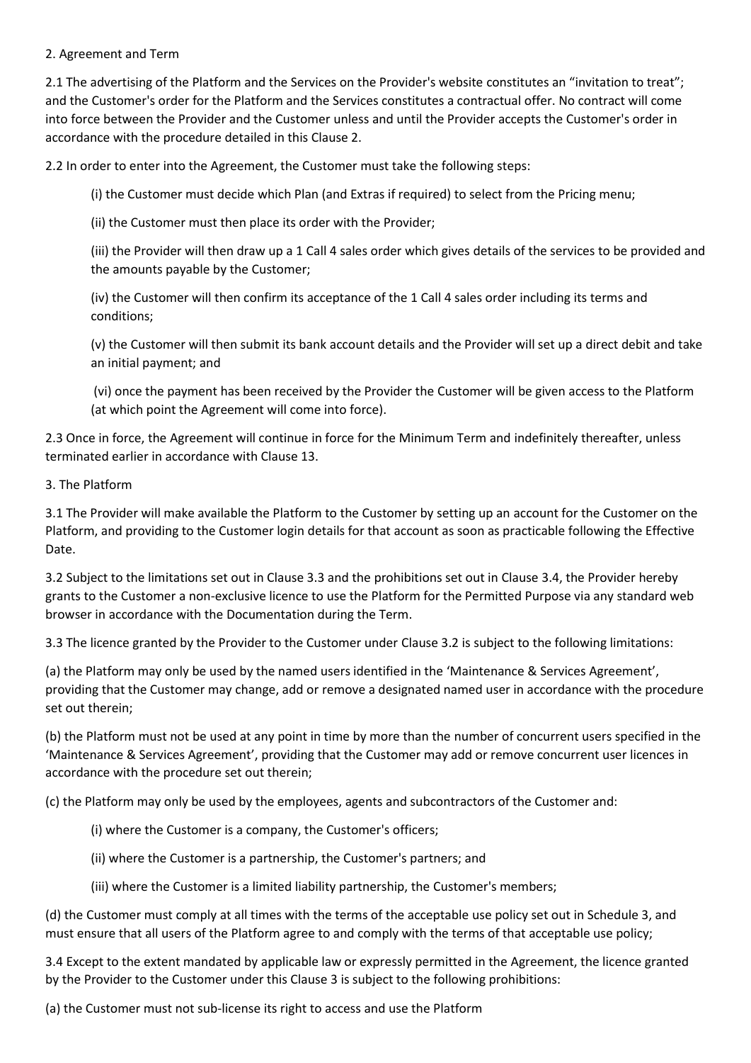## 2. Agreement and Term

2.1 The advertising of the Platform and the Services on the Provider's website constitutes an "invitation to treat"; and the Customer's order for the Platform and the Services constitutes a contractual offer. No contract will come into force between the Provider and the Customer unless and until the Provider accepts the Customer's order in accordance with the procedure detailed in this Clause 2.

2.2 In order to enter into the Agreement, the Customer must take the following steps:

(i) the Customer must decide which Plan (and Extras if required) to select from the Pricing menu;

(ii) the Customer must then place its order with the Provider;

(iii) the Provider will then draw up a 1 Call 4 sales order which gives details of the services to be provided and the amounts payable by the Customer;

(iv) the Customer will then confirm its acceptance of the 1 Call 4 sales order including its terms and conditions;

(v) the Customer will then submit its bank account details and the Provider will set up a direct debit and take an initial payment; and

(vi) once the payment has been received by the Provider the Customer will be given access to the Platform (at which point the Agreement will come into force).

2.3 Once in force, the Agreement will continue in force for the Minimum Term and indefinitely thereafter, unless terminated earlier in accordance with Clause 13.

## 3. The Platform

3.1 The Provider will make available the Platform to the Customer by setting up an account for the Customer on the Platform, and providing to the Customer login details for that account as soon as practicable following the Effective Date.

3.2 Subject to the limitations set out in Clause 3.3 and the prohibitions set out in Clause 3.4, the Provider hereby grants to the Customer a non-exclusive licence to use the Platform for the Permitted Purpose via any standard web browser in accordance with the Documentation during the Term.

3.3 The licence granted by the Provider to the Customer under Clause 3.2 is subject to the following limitations:

(a) the Platform may only be used by the named users identified in the 'Maintenance & Services Agreement', providing that the Customer may change, add or remove a designated named user in accordance with the procedure set out therein;

(b) the Platform must not be used at any point in time by more than the number of concurrent users specified in the 'Maintenance & Services Agreement', providing that the Customer may add or remove concurrent user licences in accordance with the procedure set out therein;

(c) the Platform may only be used by the employees, agents and subcontractors of the Customer and:

(i) where the Customer is a company, the Customer's officers;

(ii) where the Customer is a partnership, the Customer's partners; and

(iii) where the Customer is a limited liability partnership, the Customer's members;

(d) the Customer must comply at all times with the terms of the acceptable use policy set out in Schedule 3, and must ensure that all users of the Platform agree to and comply with the terms of that acceptable use policy;

3.4 Except to the extent mandated by applicable law or expressly permitted in the Agreement, the licence granted by the Provider to the Customer under this Clause 3 is subject to the following prohibitions:

(a) the Customer must not sub-license its right to access and use the Platform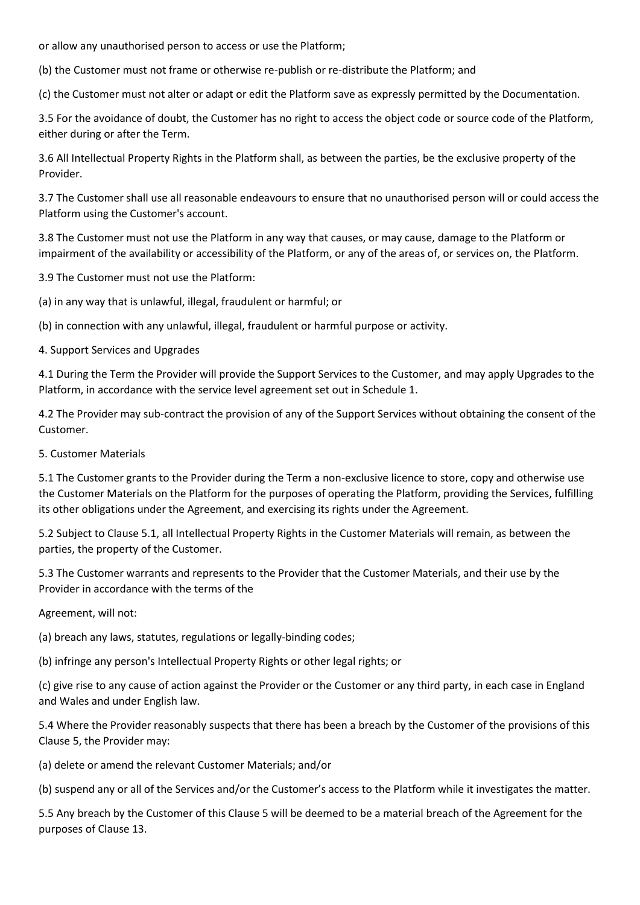or allow any unauthorised person to access or use the Platform;

(b) the Customer must not frame or otherwise re-publish or re-distribute the Platform; and

(c) the Customer must not alter or adapt or edit the Platform save as expressly permitted by the Documentation.

3.5 For the avoidance of doubt, the Customer has no right to access the object code or source code of the Platform, either during or after the Term.

3.6 All Intellectual Property Rights in the Platform shall, as between the parties, be the exclusive property of the Provider.

3.7 The Customer shall use all reasonable endeavours to ensure that no unauthorised person will or could access the Platform using the Customer's account.

3.8 The Customer must not use the Platform in any way that causes, or may cause, damage to the Platform or impairment of the availability or accessibility of the Platform, or any of the areas of, or services on, the Platform.

3.9 The Customer must not use the Platform:

(a) in any way that is unlawful, illegal, fraudulent or harmful; or

(b) in connection with any unlawful, illegal, fraudulent or harmful purpose or activity.

## 4. Support Services and Upgrades

4.1 During the Term the Provider will provide the Support Services to the Customer, and may apply Upgrades to the Platform, in accordance with the service level agreement set out in Schedule 1.

4.2 The Provider may sub-contract the provision of any of the Support Services without obtaining the consent of the Customer.

## 5. Customer Materials

5.1 The Customer grants to the Provider during the Term a non-exclusive licence to store, copy and otherwise use the Customer Materials on the Platform for the purposes of operating the Platform, providing the Services, fulfilling its other obligations under the Agreement, and exercising its rights under the Agreement.

5.2 Subject to Clause 5.1, all Intellectual Property Rights in the Customer Materials will remain, as between the parties, the property of the Customer.

5.3 The Customer warrants and represents to the Provider that the Customer Materials, and their use by the Provider in accordance with the terms of the

Agreement, will not:

(a) breach any laws, statutes, regulations or legally-binding codes;

(b) infringe any person's Intellectual Property Rights or other legal rights; or

(c) give rise to any cause of action against the Provider or the Customer or any third party, in each case in England and Wales and under English law.

5.4 Where the Provider reasonably suspects that there has been a breach by the Customer of the provisions of this Clause 5, the Provider may:

(a) delete or amend the relevant Customer Materials; and/or

(b) suspend any or all of the Services and/or the Customer's access to the Platform while it investigates the matter.

5.5 Any breach by the Customer of this Clause 5 will be deemed to be a material breach of the Agreement for the purposes of Clause 13.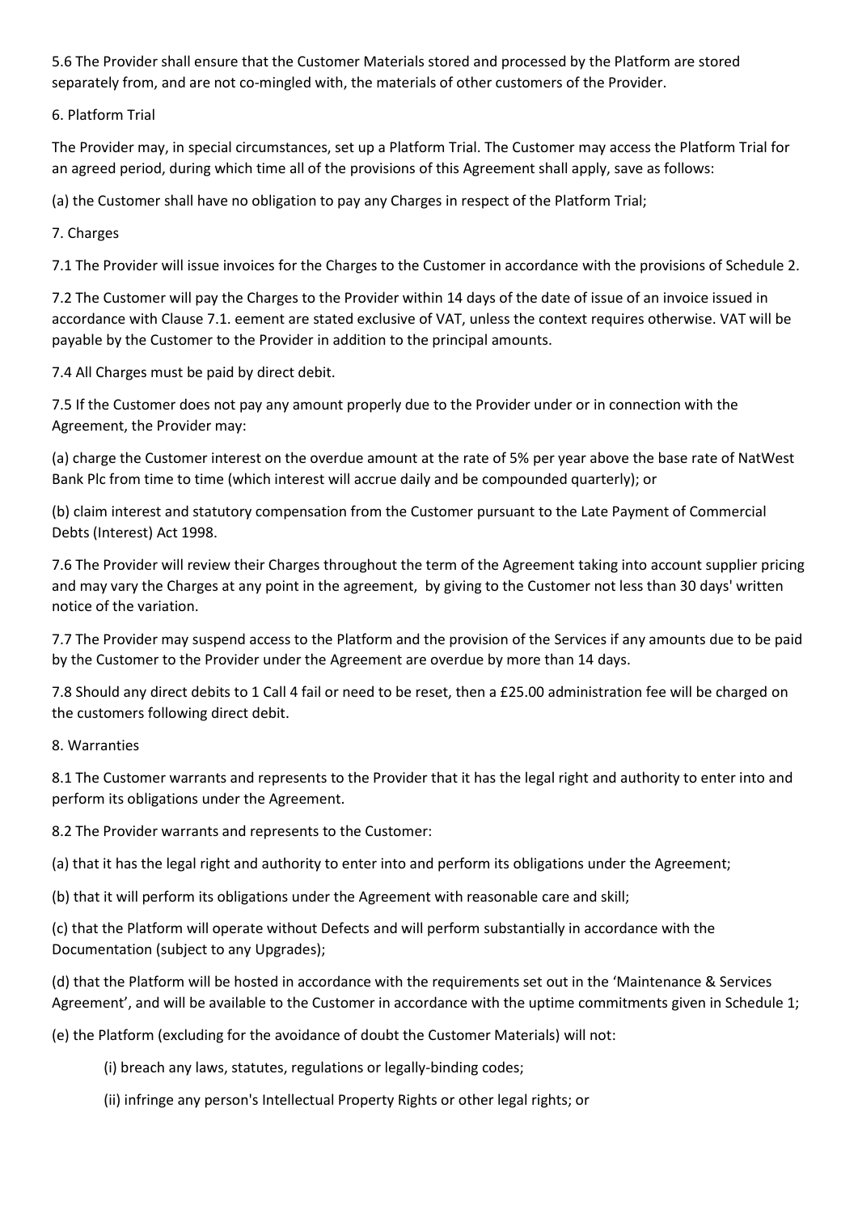5.6 The Provider shall ensure that the Customer Materials stored and processed by the Platform are stored separately from, and are not co-mingled with, the materials of other customers of the Provider.

6. Platform Trial

The Provider may, in special circumstances, set up a Platform Trial. The Customer may access the Platform Trial for an agreed period, during which time all of the provisions of this Agreement shall apply, save as follows:

(a) the Customer shall have no obligation to pay any Charges in respect of the Platform Trial;

7. Charges

7.1 The Provider will issue invoices for the Charges to the Customer in accordance with the provisions of Schedule 2.

7.2 The Customer will pay the Charges to the Provider within 14 days of the date of issue of an invoice issued in accordance with Clause 7.1. eement are stated exclusive of VAT, unless the context requires otherwise. VAT will be payable by the Customer to the Provider in addition to the principal amounts.

7.4 All Charges must be paid by direct debit.

7.5 If the Customer does not pay any amount properly due to the Provider under or in connection with the Agreement, the Provider may:

(a) charge the Customer interest on the overdue amount at the rate of 5% per year above the base rate of NatWest Bank Plc from time to time (which interest will accrue daily and be compounded quarterly); or

(b) claim interest and statutory compensation from the Customer pursuant to the Late Payment of Commercial Debts (Interest) Act 1998.

7.6 The Provider will review their Charges throughout the term of the Agreement taking into account supplier pricing and may vary the Charges at any point in the agreement, by giving to the Customer not less than 30 days' written notice of the variation.

7.7 The Provider may suspend access to the Platform and the provision of the Services if any amounts due to be paid by the Customer to the Provider under the Agreement are overdue by more than 14 days.

7.8 Should any direct debits to 1 Call 4 fail or need to be reset, then a £25.00 administration fee will be charged on the customers following direct debit.

8. Warranties

8.1 The Customer warrants and represents to the Provider that it has the legal right and authority to enter into and perform its obligations under the Agreement.

8.2 The Provider warrants and represents to the Customer:

(a) that it has the legal right and authority to enter into and perform its obligations under the Agreement;

(b) that it will perform its obligations under the Agreement with reasonable care and skill;

(c) that the Platform will operate without Defects and will perform substantially in accordance with the Documentation (subject to any Upgrades);

(d) that the Platform will be hosted in accordance with the requirements set out in the 'Maintenance & Services Agreement', and will be available to the Customer in accordance with the uptime commitments given in Schedule 1;

(e) the Platform (excluding for the avoidance of doubt the Customer Materials) will not:

(i) breach any laws, statutes, regulations or legally-binding codes;

(ii) infringe any person's Intellectual Property Rights or other legal rights; or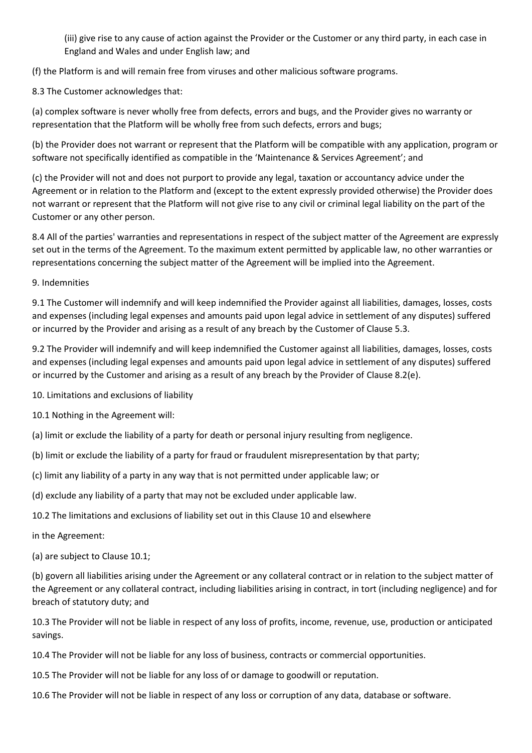(iii) give rise to any cause of action against the Provider or the Customer or any third party, in each case in England and Wales and under English law; and

(f) the Platform is and will remain free from viruses and other malicious software programs.

8.3 The Customer acknowledges that:

(a) complex software is never wholly free from defects, errors and bugs, and the Provider gives no warranty or representation that the Platform will be wholly free from such defects, errors and bugs;

(b) the Provider does not warrant or represent that the Platform will be compatible with any application, program or software not specifically identified as compatible in the 'Maintenance & Services Agreement'; and

(c) the Provider will not and does not purport to provide any legal, taxation or accountancy advice under the Agreement or in relation to the Platform and (except to the extent expressly provided otherwise) the Provider does not warrant or represent that the Platform will not give rise to any civil or criminal legal liability on the part of the Customer or any other person.

8.4 All of the parties' warranties and representations in respect of the subject matter of the Agreement are expressly set out in the terms of the Agreement. To the maximum extent permitted by applicable law, no other warranties or representations concerning the subject matter of the Agreement will be implied into the Agreement.

9. Indemnities

9.1 The Customer will indemnify and will keep indemnified the Provider against all liabilities, damages, losses, costs and expenses (including legal expenses and amounts paid upon legal advice in settlement of any disputes) suffered or incurred by the Provider and arising as a result of any breach by the Customer of Clause 5.3.

9.2 The Provider will indemnify and will keep indemnified the Customer against all liabilities, damages, losses, costs and expenses (including legal expenses and amounts paid upon legal advice in settlement of any disputes) suffered or incurred by the Customer and arising as a result of any breach by the Provider of Clause 8.2(e).

10. Limitations and exclusions of liability

10.1 Nothing in the Agreement will:

(a) limit or exclude the liability of a party for death or personal injury resulting from negligence.

(b) limit or exclude the liability of a party for fraud or fraudulent misrepresentation by that party;

(c) limit any liability of a party in any way that is not permitted under applicable law; or

(d) exclude any liability of a party that may not be excluded under applicable law.

10.2 The limitations and exclusions of liability set out in this Clause 10 and elsewhere

in the Agreement:

(a) are subject to Clause 10.1;

(b) govern all liabilities arising under the Agreement or any collateral contract or in relation to the subject matter of the Agreement or any collateral contract, including liabilities arising in contract, in tort (including negligence) and for breach of statutory duty; and

10.3 The Provider will not be liable in respect of any loss of profits, income, revenue, use, production or anticipated savings.

10.4 The Provider will not be liable for any loss of business, contracts or commercial opportunities.

10.5 The Provider will not be liable for any loss of or damage to goodwill or reputation.

10.6 The Provider will not be liable in respect of any loss or corruption of any data, database or software.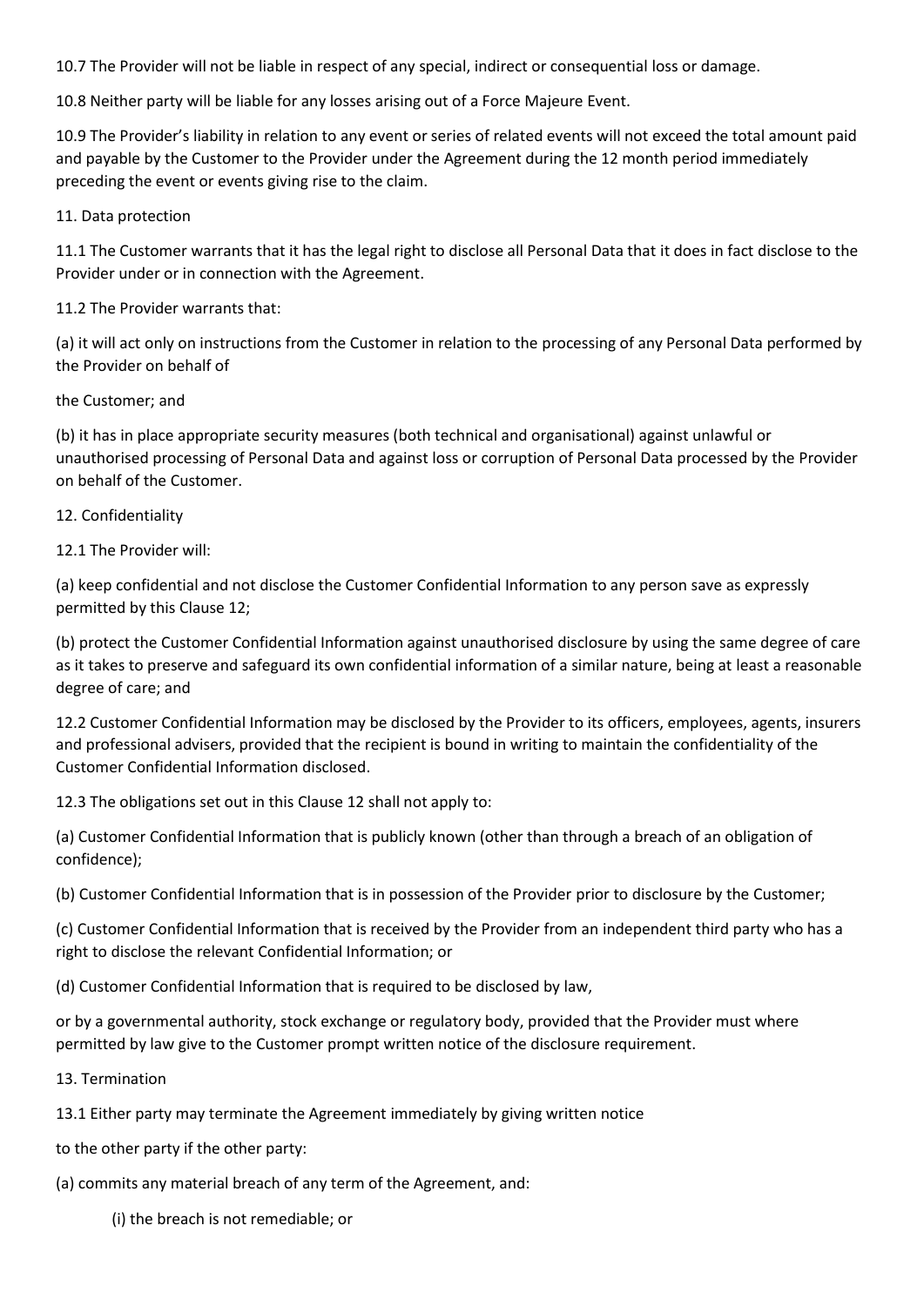10.7 The Provider will not be liable in respect of any special, indirect or consequential loss or damage.

10.8 Neither party will be liable for any losses arising out of a Force Majeure Event.

10.9 The Provider's liability in relation to any event or series of related events will not exceed the total amount paid and payable by the Customer to the Provider under the Agreement during the 12 month period immediately preceding the event or events giving rise to the claim.

11. Data protection

11.1 The Customer warrants that it has the legal right to disclose all Personal Data that it does in fact disclose to the Provider under or in connection with the Agreement.

11.2 The Provider warrants that:

(a) it will act only on instructions from the Customer in relation to the processing of any Personal Data performed by the Provider on behalf of

the Customer; and

(b) it has in place appropriate security measures (both technical and organisational) against unlawful or unauthorised processing of Personal Data and against loss or corruption of Personal Data processed by the Provider on behalf of the Customer.

12. Confidentiality

12.1 The Provider will:

(a) keep confidential and not disclose the Customer Confidential Information to any person save as expressly permitted by this Clause 12;

(b) protect the Customer Confidential Information against unauthorised disclosure by using the same degree of care as it takes to preserve and safeguard its own confidential information of a similar nature, being at least a reasonable degree of care; and

12.2 Customer Confidential Information may be disclosed by the Provider to its officers, employees, agents, insurers and professional advisers, provided that the recipient is bound in writing to maintain the confidentiality of the Customer Confidential Information disclosed.

12.3 The obligations set out in this Clause 12 shall not apply to:

(a) Customer Confidential Information that is publicly known (other than through a breach of an obligation of confidence);

(b) Customer Confidential Information that is in possession of the Provider prior to disclosure by the Customer;

(c) Customer Confidential Information that is received by the Provider from an independent third party who has a right to disclose the relevant Confidential Information; or

(d) Customer Confidential Information that is required to be disclosed by law,

or by a governmental authority, stock exchange or regulatory body, provided that the Provider must where permitted by law give to the Customer prompt written notice of the disclosure requirement.

13. Termination

13.1 Either party may terminate the Agreement immediately by giving written notice

to the other party if the other party:

(a) commits any material breach of any term of the Agreement, and:

(i) the breach is not remediable; or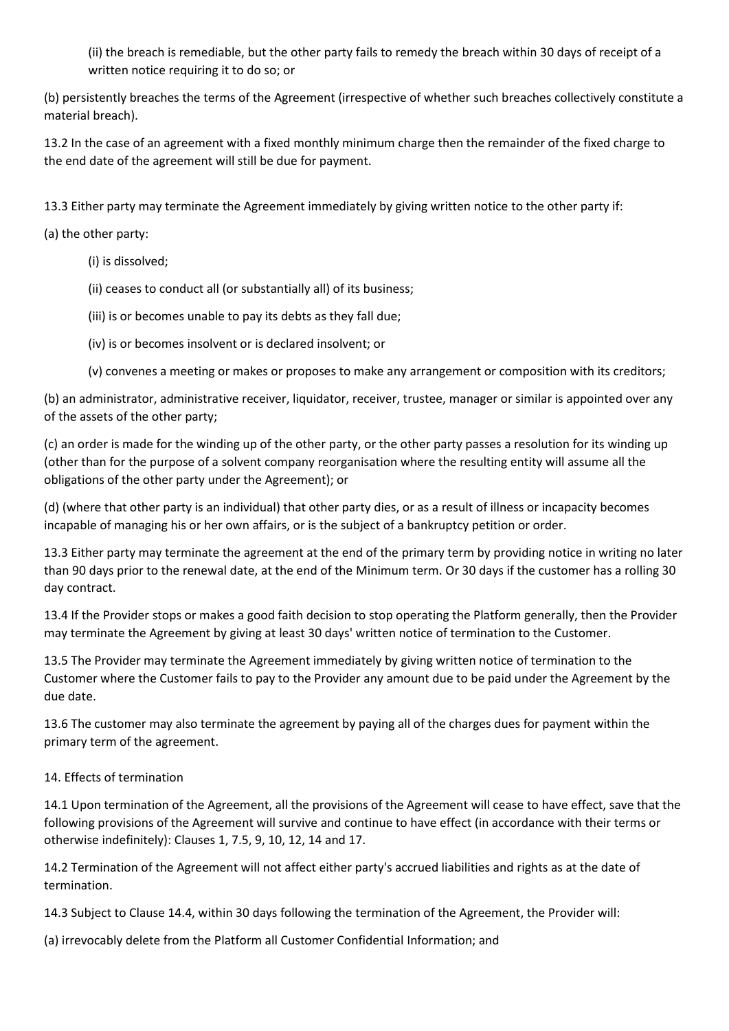(ii) the breach is remediable, but the other party fails to remedy the breach within 30 days of receipt of a written notice requiring it to do so; or

(b) persistently breaches the terms of the Agreement (irrespective of whether such breaches collectively constitute a material breach).

13.2 In the case of an agreement with a fixed monthly minimum charge then the remainder of the fixed charge to the end date of the agreement will still be due for payment.

13.3 Either party may terminate the Agreement immediately by giving written notice to the other party if:

(a) the other party:

(i) is dissolved;

(ii) ceases to conduct all (or substantially all) of its business;

(iii) is or becomes unable to pay its debts as they fall due;

(iv) is or becomes insolvent or is declared insolvent; or

(v) convenes a meeting or makes or proposes to make any arrangement or composition with its creditors;

(b) an administrator, administrative receiver, liquidator, receiver, trustee, manager or similar is appointed over any of the assets of the other party;

(c) an order is made for the winding up of the other party, or the other party passes a resolution for its winding up (other than for the purpose of a solvent company reorganisation where the resulting entity will assume all the obligations of the other party under the Agreement); or

(d) (where that other party is an individual) that other party dies, or as a result of illness or incapacity becomes incapable of managing his or her own affairs, or is the subject of a bankruptcy petition or order.

13.3 Either party may terminate the agreement at the end of the primary term by providing notice in writing no later than 90 days prior to the renewal date, at the end of the Minimum term. Or 30 days if the customer has a rolling 30 day contract.

13.4 If the Provider stops or makes a good faith decision to stop operating the Platform generally, then the Provider may terminate the Agreement by giving at least 30 days' written notice of termination to the Customer.

13.5 The Provider may terminate the Agreement immediately by giving written notice of termination to the Customer where the Customer fails to pay to the Provider any amount due to be paid under the Agreement by the due date.

13.6 The customer may also terminate the agreement by paying all of the charges dues for payment within the primary term of the agreement.

14. Effects of termination

14.1 Upon termination of the Agreement, all the provisions of the Agreement will cease to have effect, save that the following provisions of the Agreement will survive and continue to have effect (in accordance with their terms or otherwise indefinitely): Clauses 1, 7.5, 9, 10, 12, 14 and 17.

14.2 Termination of the Agreement will not affect either party's accrued liabilities and rights as at the date of termination.

14.3 Subject to Clause 14.4, within 30 days following the termination of the Agreement, the Provider will:

(a) irrevocably delete from the Platform all Customer Confidential Information; and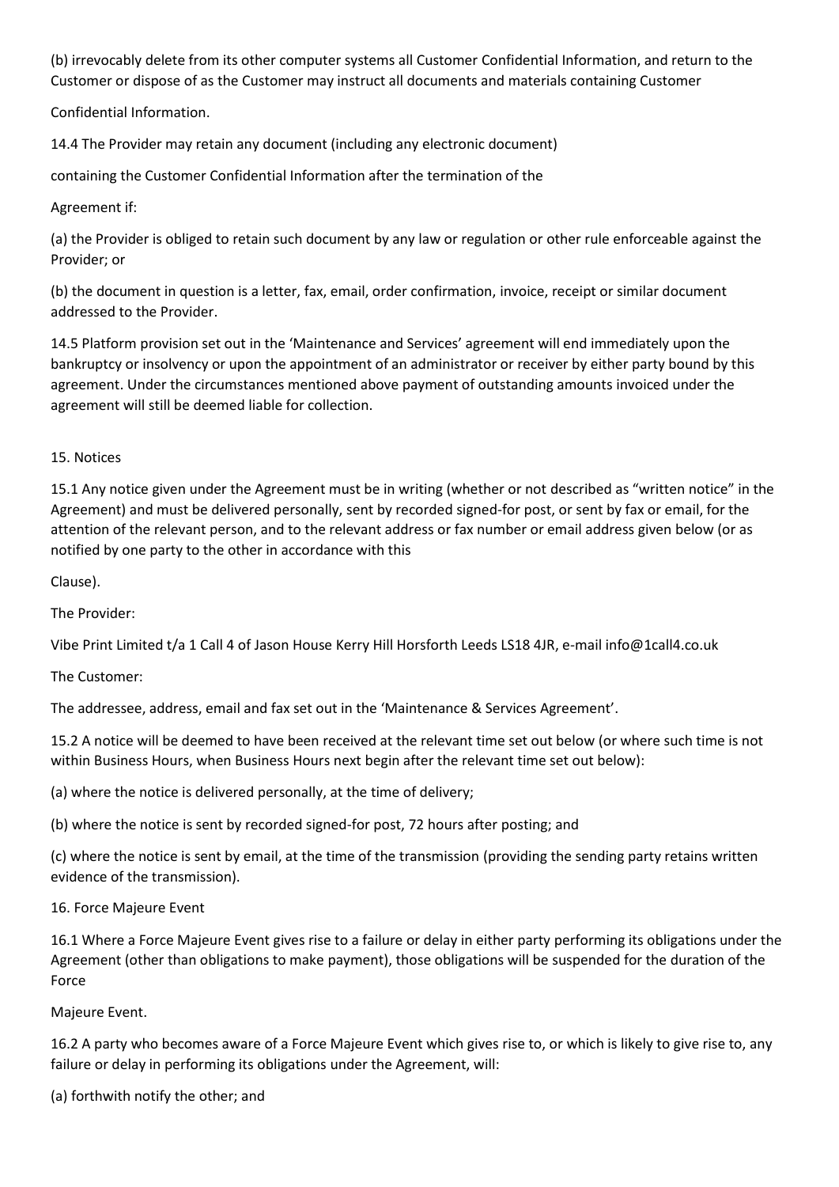(b) irrevocably delete from its other computer systems all Customer Confidential Information, and return to the Customer or dispose of as the Customer may instruct all documents and materials containing Customer Confidential Information.

14.4 The Provider may retain any document (including any electronic document) containing the Customer Confidential Information after the termination of the Agreement if:

(a) the Provider is obliged to retain such document by any law or regulation or other rule enforceable against the Provider; or

(b) the document in question is a letter, fax, email, order confirmation, invoice, receipt or similar document addressed to the Provider.

14.5 Platform provision set out in the 'Maintenance and Services' agreement will end immediately upon the bankruptcy or insolvency or upon the appointment of an administrator or receiver by either party bound by this agreement. Under the circumstances mentioned above payment of outstanding amounts invoiced under the agreement will still be deemed liable for collection.

15. Notices

15.1 Any notice given under the Agreement must be in writing (whether or not described as "written notice" in the Agreement) and must be delivered personally, sent by recorded signed-for post, or sent by fax or email, for the attention of the relevant person, and to the relevant address or fax number or email address given below (or as notified by one party to the other in accordance with this Clause).

The Provider:

Vibe Print Limited t/a 1 Call 4 of Jason House Kerry Hill Horsforth Leeds LS18 4JR, e-mail info@1call4.co.uk

The Customer:

The addressee, address, email and fax set out in the 'Maintenance & Services Agreement'.

15.2 A notice will be deemed to have been received at the relevant time set out below (or where such time is not within Business Hours, when Business Hours next begin after the relevant time set out below):

(a) where the notice is delivered personally, at the time of delivery;

(b) where the notice is sent by recorded signed-for post, 72 hours after posting; and

(c) where the notice is sent by email, at the time of the transmission (providing the sending party retains written evidence of the transmission).

16. Force Majeure Event

16.1 Where a Force Majeure Event gives rise to a failure or delay in either party performing its obligations under the Agreement (other than obligations to make payment), those obligations will be suspended for the duration of the Force Majeure Event.

16.2 A party who becomes aware of a Force Majeure Event which gives rise to, or which is likely to give rise to, any failure or delay in performing its obligations under the Agreement, will:

(a) forthwith notify the other; and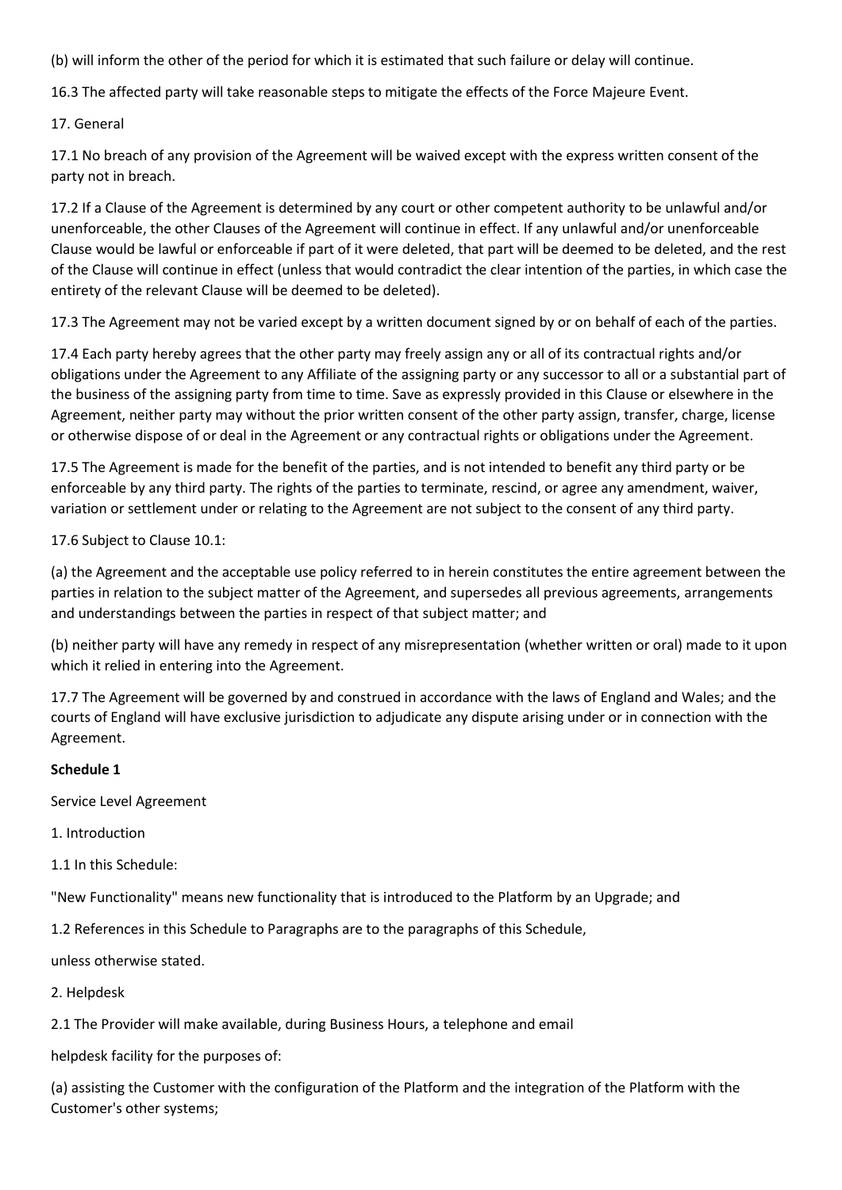(b) will inform the other of the period for which it is estimated that such failure or delay will continue.

16.3 The affected party will take reasonable steps to mitigate the effects of the Force Majeure Event.

17. General

17.1 No breach of any provision of the Agreement will be waived except with the express written consent of the party not in breach.

17.2 If a Clause of the Agreement is determined by any court or other competent authority to be unlawful and/or unenforceable, the other Clauses of the Agreement will continue in effect. If any unlawful and/or unenforceable Clause would be lawful or enforceable if part of it were deleted, that part will be deemed to be deleted, and the rest of the Clause will continue in effect (unless that would contradict the clear intention of the parties, in which case the entirety of the relevant Clause will be deemed to be deleted).

17.3 The Agreement may not be varied except by a written document signed by or on behalf of each of the parties.

17.4 Each party hereby agrees that the other party may freely assign any or all of its contractual rights and/or obligations under the Agreement to any Affiliate of the assigning party or any successor to all or a substantial part of the business of the assigning party from time to time. Save as expressly provided in this Clause or elsewhere in the Agreement, neither party may without the prior written consent of the other party assign, transfer, charge, license or otherwise dispose of or deal in the Agreement or any contractual rights or obligations under the Agreement.

17.5 The Agreement is made for the benefit of the parties, and is not intended to benefit any third party or be enforceable by any third party. The rights of the parties to terminate, rescind, or agree any amendment, waiver, variation or settlement under or relating to the Agreement are not subject to the consent of any third party.

17.6 Subject to Clause 10.1:

(a) the Agreement and the acceptable use policy referred to in herein constitutes the entire agreement between the parties in relation to the subject matter of the Agreement, and supersedes all previous agreements, arrangements and understandings between the parties in respect of that subject matter; and

(b) neither party will have any remedy in respect of any misrepresentation (whether written or oral) made to it upon which it relied in entering into the Agreement.

17.7 The Agreement will be governed by and construed in accordance with the laws of England and Wales; and the courts of England will have exclusive jurisdiction to adjudicate any dispute arising under or in connection with the Agreement.

**Schedule 1**

Service Level Agreement

1. Introduction

1.1 In this Schedule:

"New Functionality" means new functionality that is introduced to the Platform by an Upgrade; and

1.2 References in this Schedule to Paragraphs are to the paragraphs of this Schedule,

unless otherwise stated.

2. Helpdesk

2.1 The Provider will make available, during Business Hours, a telephone and email

helpdesk facility for the purposes of:

(a) assisting the Customer with the configuration of the Platform and the integration of the Platform with the Customer's other systems;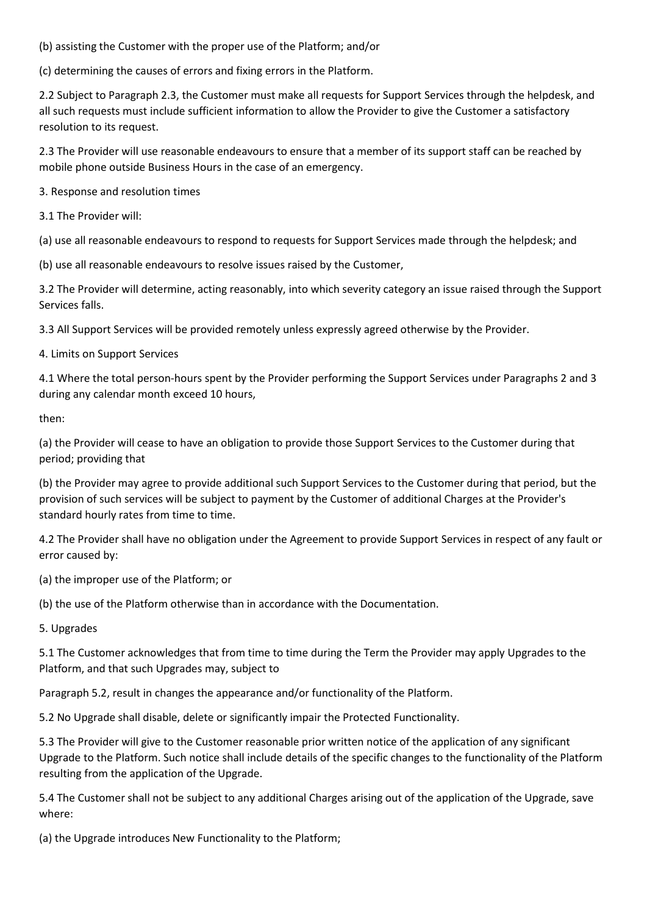(b) assisting the Customer with the proper use of the Platform; and/or

(c) determining the causes of errors and fixing errors in the Platform.

2.2 Subject to Paragraph 2.3, the Customer must make all requests for Support Services through the helpdesk, and all such requests must include sufficient information to allow the Provider to give the Customer a satisfactory resolution to its request.

2.3 The Provider will use reasonable endeavours to ensure that a member of its support staff can be reached by mobile phone outside Business Hours in the case of an emergency.

3. Response and resolution times

3.1 The Provider will:

(a) use all reasonable endeavours to respond to requests for Support Services made through the helpdesk; and

(b) use all reasonable endeavours to resolve issues raised by the Customer,

3.2 The Provider will determine, acting reasonably, into which severity category an issue raised through the Support Services falls.

3.3 All Support Services will be provided remotely unless expressly agreed otherwise by the Provider.

4. Limits on Support Services

4.1 Where the total person-hours spent by the Provider performing the Support Services under Paragraphs 2 and 3 during any calendar month exceed 10 hours,

then:

(a) the Provider will cease to have an obligation to provide those Support Services to the Customer during that period; providing that

(b) the Provider may agree to provide additional such Support Services to the Customer during that period, but the provision of such services will be subject to payment by the Customer of additional Charges at the Provider's standard hourly rates from time to time.

4.2 The Provider shall have no obligation under the Agreement to provide Support Services in respect of any fault or error caused by:

(a) the improper use of the Platform; or

(b) the use of the Platform otherwise than in accordance with the Documentation.

5. Upgrades

5.1 The Customer acknowledges that from time to time during the Term the Provider may apply Upgrades to the Platform, and that such Upgrades may, subject to

Paragraph 5.2, result in changes the appearance and/or functionality of the Platform.

5.2 No Upgrade shall disable, delete or significantly impair the Protected Functionality.

5.3 The Provider will give to the Customer reasonable prior written notice of the application of any significant Upgrade to the Platform. Such notice shall include details of the specific changes to the functionality of the Platform resulting from the application of the Upgrade.

5.4 The Customer shall not be subject to any additional Charges arising out of the application of the Upgrade, save where:

(a) the Upgrade introduces New Functionality to the Platform;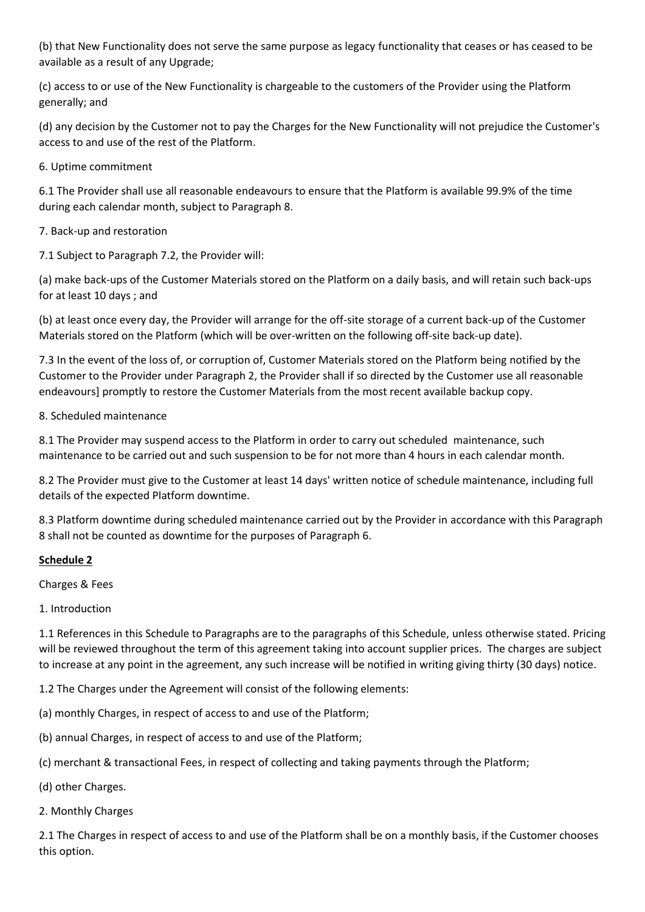(b) that New Functionality does not serve the same purpose as legacy functionality that ceases or has ceased to be available as a result of any Upgrade;

(c) access to or use of the New Functionality is chargeable to the customers of the Provider using the Platform generally; and

(d) any decision by the Customer not to pay the Charges for the New Functionality will not prejudice the Customer's access to and use of the rest of the Platform.

6. Uptime commitment

6.1 The Provider shall use all reasonable endeavours to ensure that the Platform is available 99.9% of the time during each calendar month, subject to Paragraph 8.

7. Back-up and restoration

7.1 Subject to Paragraph 7.2, the Provider will:

(a) make back-ups of the Customer Materials stored on the Platform on a daily basis, and will retain such back-ups for at least 10 days ; and

(b) at least once every day, the Provider will arrange for the off-site storage of a current back-up of the Customer Materials stored on the Platform (which will be over-written on the following off-site back-up date).

7.3 In the event of the loss of, or corruption of, Customer Materials stored on the Platform being notified by the Customer to the Provider under Paragraph 2, the Provider shall if so directed by the Customer use all reasonable endeavours] promptly to restore the Customer Materials from the most recent available backup copy.

8. Scheduled maintenance

8.1 The Provider may suspend access to the Platform in order to carry out scheduled maintenance, such maintenance to be carried out and such suspension to be for not more than 4 hours in each calendar month.

8.2 The Provider must give to the Customer at least 14 days' written notice of schedule maintenance, including full details of the expected Platform downtime.

8.3 Platform downtime during scheduled maintenance carried out by the Provider in accordance with this Paragraph 8 shall not be counted as downtime for the purposes of Paragraph 6.

**Schedule 2**

Charges & Fees

1. Introduction

1.1 References in this Schedule to Paragraphs are to the paragraphs of this Schedule, unless otherwise stated. Pricing will be reviewed throughout the term of this agreement taking into account supplier prices. The charges are subject to increase at any point in the agreement, any such increase will be notified in writing giving thirty (30 days) notice.

1.2 The Charges under the Agreement will consist of the following elements:

(a) monthly Charges, in respect of access to and use of the Platform;

(b) annual Charges, in respect of access to and use of the Platform;

(c) merchant & transactional Fees, in respect of collecting and taking payments through the Platform;

(d) other Charges.

2. Monthly Charges

2.1 The Charges in respect of access to and use of the Platform shall be on a monthly basis, if the Customer chooses this option.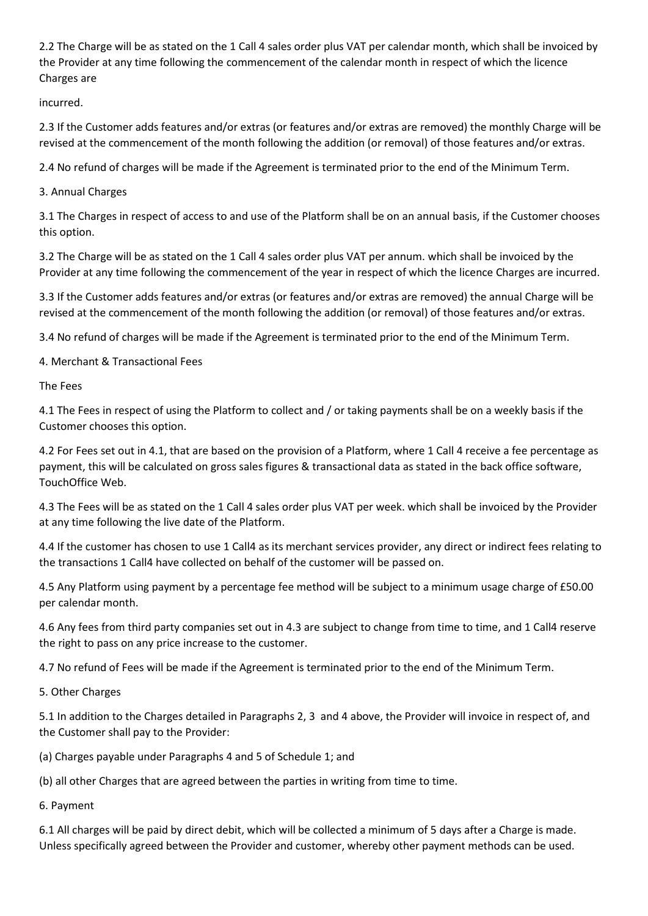2.2 The Charge will be as stated on the 1 Call 4 sales order plus VAT per calendar month, which shall be invoiced by the Provider at any time following the commencement of the calendar month in respect of which the licence Charges are

incurred.

2.3 If the Customer adds features and/or extras (or features and/or extras are removed) the monthly Charge will be revised at the commencement of the month following the addition (or removal) of those features and/or extras.

2.4 No refund of charges will be made if the Agreement is terminated prior to the end of the Minimum Term.

3. Annual Charges

3.1 The Charges in respect of access to and use of the Platform shall be on an annual basis, if the Customer chooses this option.

3.2 The Charge will be as stated on the 1 Call 4 sales order plus VAT per annum. which shall be invoiced by the Provider at any time following the commencement of the year in respect of which the licence Charges are incurred.

3.3 If the Customer adds features and/or extras (or features and/or extras are removed) the annual Charge will be revised at the commencement of the month following the addition (or removal) of those features and/or extras.

3.4 No refund of charges will be made if the Agreement is terminated prior to the end of the Minimum Term.

4. Merchant & Transactional Fees

The Fees

4.1 The Fees in respect of using the Platform to collect and / or taking payments shall be on a weekly basis if the Customer chooses this option.

4.2 For Fees set out in 4.1, that are based on the provision of a Platform, where 1 Call 4 receive a fee percentage as payment, this will be calculated on gross sales figures & transactional data as stated in the back office software, TouchOffice Web.

4.3 The Fees will be as stated on the 1 Call 4 sales order plus VAT per week. which shall be invoiced by the Provider at any time following the live date of the Platform.

4.4 If the customer has chosen to use 1 Call4 as its merchant services provider, any direct or indirect fees relating to the transactions 1 Call4 have collected on behalf of the customer will be passed on.

4.5 Any Platform using payment by a percentage fee method will be subject to a minimum usage charge of £50.00 per calendar month.

4.6 Any fees from third party companies set out in 4.3 are subject to change from time to time, and 1 Call4 reserve the right to pass on any price increase to the customer.

4.7 No refund of Fees will be made if the Agreement is terminated prior to the end of the Minimum Term.

5. Other Charges

5.1 In addition to the Charges detailed in Paragraphs 2, 3 and 4 above, the Provider will invoice in respect of, and the Customer shall pay to the Provider:

(a) Charges payable under Paragraphs 4 and 5 of Schedule 1; and

(b) all other Charges that are agreed between the parties in writing from time to time.

6. Payment

6.1 All charges will be paid by direct debit, which will be collected a minimum of 5 days after a Charge is made. Unless specifically agreed between the Provider and customer, whereby other payment methods can be used.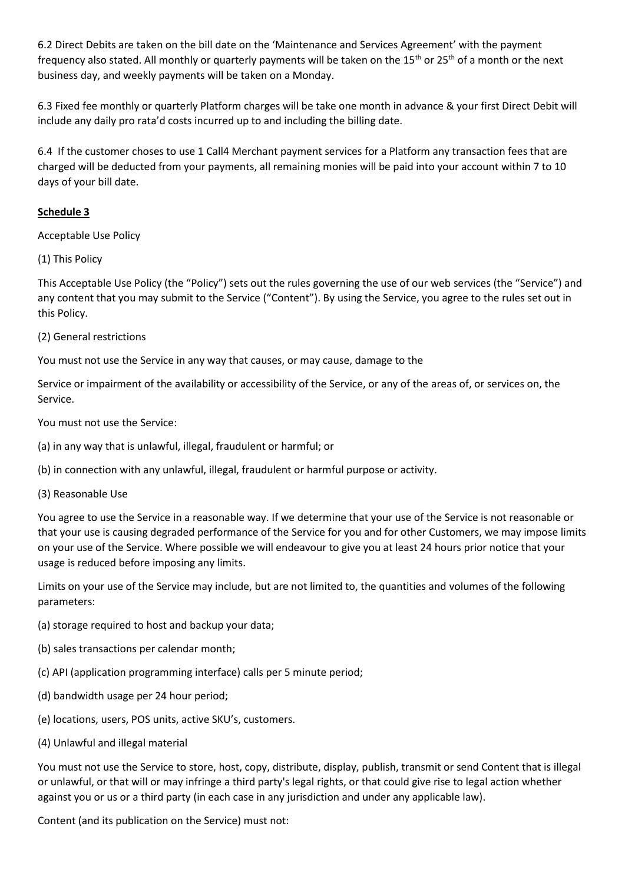6.2 Direct Debits are taken on the bill date on the 'Maintenance and Services Agreement' with the payment frequency also stated. All monthly or quarterly payments will be taken on the 15th or 25th of a month or the next business day, and weekly payments will be taken on a Monday.

6.3 Fixed fee monthly or quarterly Platform charges will be take one month in advance & your first Direct Debit will include any daily pro rata'd costs incurred up to and including the billing date.

6.4 If the customer choses to use 1 Call4 Merchant payment services for a Platform any transaction fees that are charged will be deducted from your payments, all remaining monies will be paid into your account within 7 to 10 days of your bill date.

**Schedule 3**

Acceptable Use Policy

(1) This Policy

This Acceptable Use Policy (the "Policy") sets out the rules governing the use of our web services (the "Service") and any content that you may submit to the Service ("Content"). By using the Service, you agree to the rules set out in this Policy.

(2) General restrictions

You must not use the Service in any way that causes, or may cause, damage to the

Service or impairment of the availability or accessibility of the Service, or any of the areas of, or services on, the Service.

You must not use the Service:

(a) in any way that is unlawful, illegal, fraudulent or harmful; or

(b) in connection with any unlawful, illegal, fraudulent or harmful purpose or activity.

(3) Reasonable Use

You agree to use the Service in a reasonable way. If we determine that your use of the Service is not reasonable or that your use is causing degraded performance of the Service for you and for other Customers, we may impose limits on your use of the Service. Where possible we will endeavour to give you at least 24 hours prior notice that your usage is reduced before imposing any limits.

Limits on your use of the Service may include, but are not limited to, the quantities and volumes of the following parameters:

(a) storage required to host and backup your data;

(b) sales transactions per calendar month;

(c) API (application programming interface) calls per 5 minute period;

(d) bandwidth usage per 24 hour period;

(e) locations, users, POS units, active SKU's, customers.

(4) Unlawful and illegal material

You must not use the Service to store, host, copy, distribute, display, publish, transmit or send Content that is illegal or unlawful, or that will or may infringe a third party's legal rights, or that could give rise to legal action whether against you or us or a third party (in each case in any jurisdiction and under any applicable law).

Content (and its publication on the Service) must not: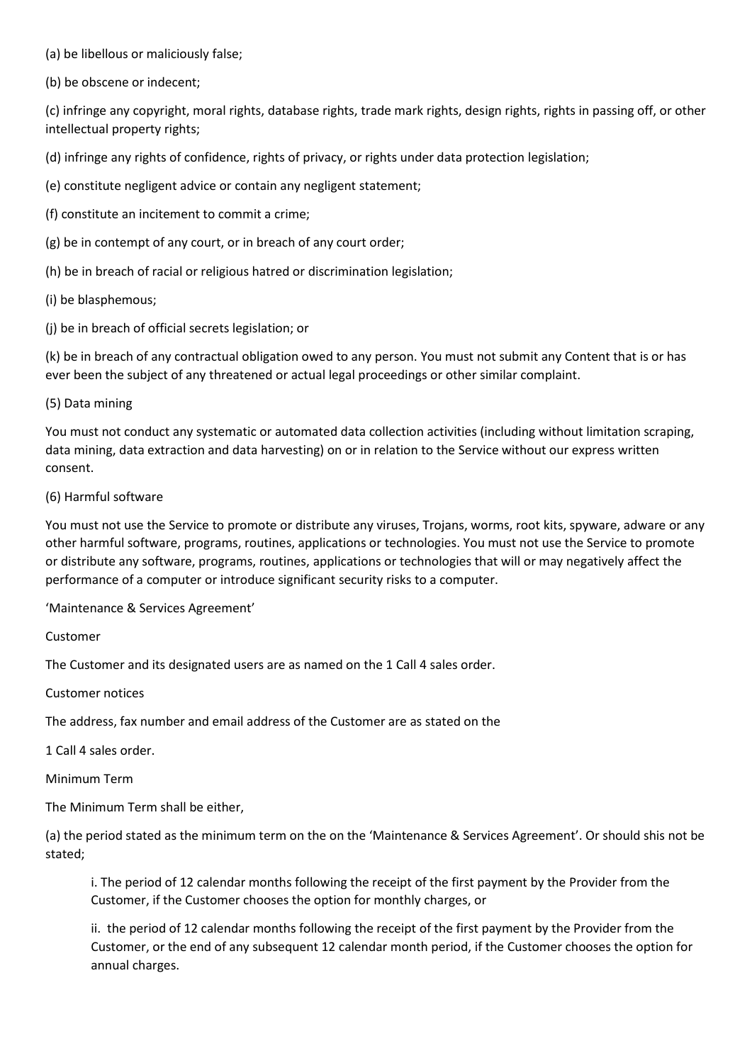(a) be libellous or maliciously false;

(b) be obscene or indecent;

(c) infringe any copyright, moral rights, database rights, trade mark rights, design rights, rights in passing off, or other intellectual property rights;

(d) infringe any rights of confidence, rights of privacy, or rights under data protection legislation;

(e) constitute negligent advice or contain any negligent statement;

(f) constitute an incitement to commit a crime;

(g) be in contempt of any court, or in breach of any court order;

(h) be in breach of racial or religious hatred or discrimination legislation;

(i) be blasphemous;

(j) be in breach of official secrets legislation; or

(k) be in breach of any contractual obligation owed to any person. You must not submit any Content that is or has ever been the subject of any threatened or actual legal proceedings or other similar complaint.

(5) Data mining

You must not conduct any systematic or automated data collection activities (including without limitation scraping, data mining, data extraction and data harvesting) on or in relation to the Service without our express written consent.

(6) Harmful software

You must not use the Service to promote or distribute any viruses, Trojans, worms, root kits, spyware, adware or any other harmful software, programs, routines, applications or technologies. You must not use the Service to promote or distribute any software, programs, routines, applications or technologies that will or may negatively affect the performance of a computer or introduce significant security risks to a computer.

'Maintenance & Services Agreement'

Customer

The Customer and its designated users are as named on the 1 Call 4 sales order.

Customer notices

The address, fax number and email address of the Customer are as stated on the

1 Call 4 sales order.

Minimum Term

The Minimum Term shall be either,

(a) the period stated as the minimum term on the on the 'Maintenance & Services Agreement'. Or should shis not be stated;

> i. The period of 12 calendar months following the receipt of the first payment by the Provider from the Customer, if the Customer chooses the option for monthly charges, or
>
> ii. the period of 12 calendar months following the receipt of the first payment by the Provider from the Customer, or the end of any subsequent 12 calendar month period, if the Customer chooses the option for annual charges.